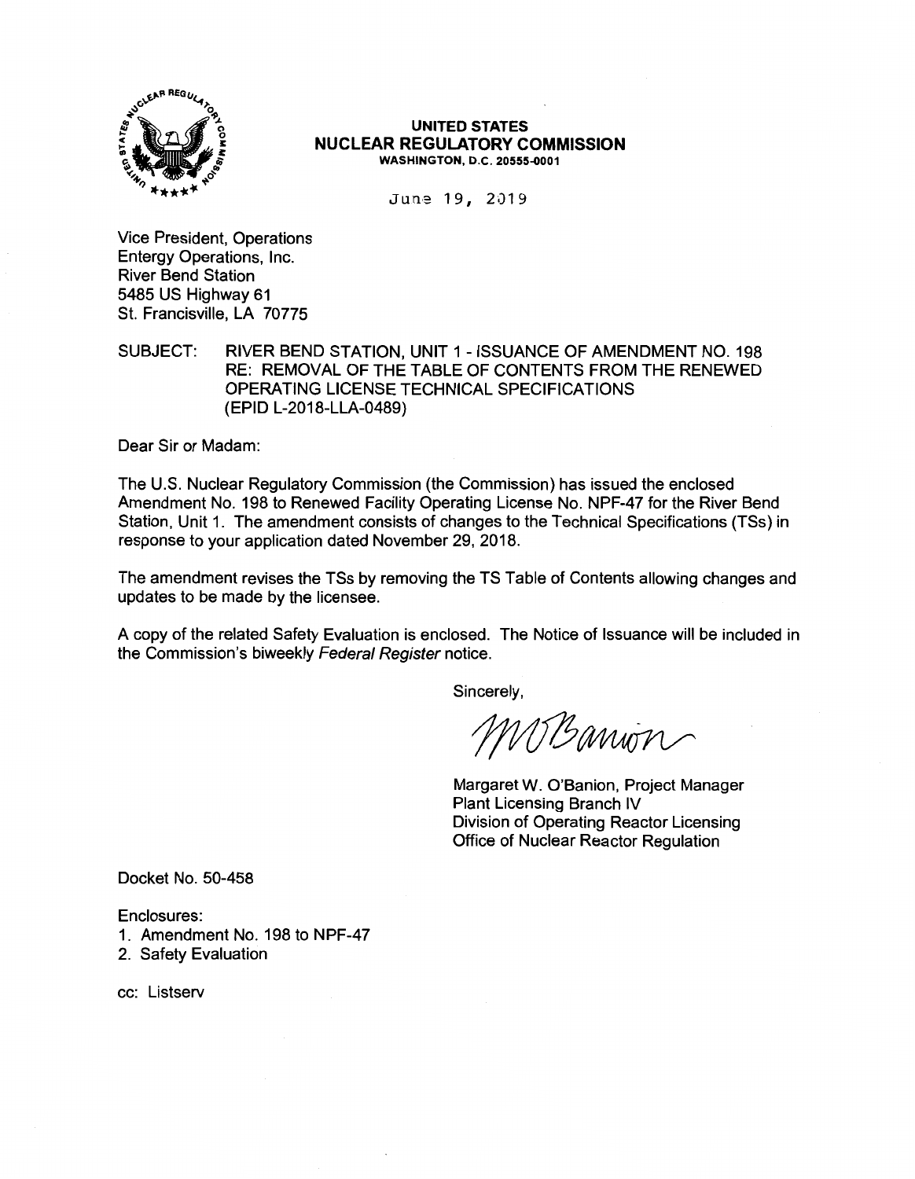**UNITED STATES**
**NUCLEAR REGULATORY COMMISSION**
**WASHINGTON, D.C. 20555-0001**

June 19, 2019

Vice President, Operations
Entergy Operations, Inc.
River Bend Station
5485 US Highway 61
St. Francisville, LA 70775

SUBJECT: RIVER BEND STATION, UNIT 1 - ISSUANCE OF AMENDMENT NO. 198 RE: REMOVAL OF THE TABLE OF CONTENTS FROM THE RENEWED OPERATING LICENSE TECHNICAL SPECIFICATIONS (EPID L-2018-LLA-0489)

Dear Sir or Madam:

The U.S. Nuclear Regulatory Commission (the Commission) has issued the enclosed Amendment No. 198 to Renewed Facility Operating License No. NPF-47 for the River Bend Station, Unit 1. The amendment consists of changes to the Technical Specifications (TSs) in response to your application dated November 29, 2018.

The amendment revises the TSs by removing the TS Table of Contents allowing changes and updates to be made by the licensee.

A copy of the related Safety Evaluation is enclosed. The Notice of Issuance will be included in the Commission's biweekly *Federal Register* notice.

Sincerely,

Margaret W. O'Banion, Project Manager
Plant Licensing Branch IV
Division of Operating Reactor Licensing
Office of Nuclear Reactor Regulation

Docket No. 50-458

Enclosures:
1. Amendment No. 198 to NPF-47
2. Safety Evaluation

cc: Listserv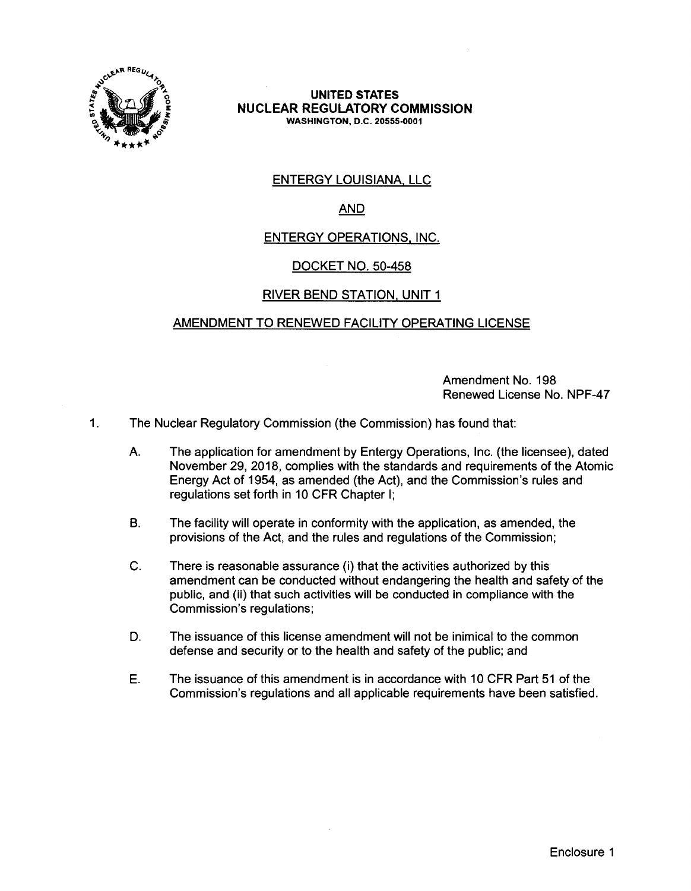**UNITED STATES**
**NUCLEAR REGULATORY COMMISSION**
**WASHINGTON, D.C. 20555-0001**

ENTERGY LOUISIANA, LLC

AND

ENTERGY OPERATIONS, INC.

DOCKET NO. 50-458

RIVER BEND STATION, UNIT 1

AMENDMENT TO RENEWED FACILITY OPERATING LICENSE

Amendment No. 198
Renewed License No. NPF-47

1. The Nuclear Regulatory Commission (the Commission) has found that:

   A. The application for amendment by Entergy Operations, Inc. (the licensee), dated November 29, 2018, complies with the standards and requirements of the Atomic Energy Act of 1954, as amended (the Act), and the Commission's rules and regulations set forth in 10 CFR Chapter I;

   B. The facility will operate in conformity with the application, as amended, the provisions of the Act, and the rules and regulations of the Commission;

   C. There is reasonable assurance (i) that the activities authorized by this amendment can be conducted without endangering the health and safety of the public, and (ii) that such activities will be conducted in compliance with the Commission's regulations;

   D. The issuance of this license amendment will not be inimical to the common defense and security or to the health and safety of the public; and

   E. The issuance of this amendment is in accordance with 10 CFR Part 51 of the Commission's regulations and all applicable requirements have been satisfied.

Enclosure 1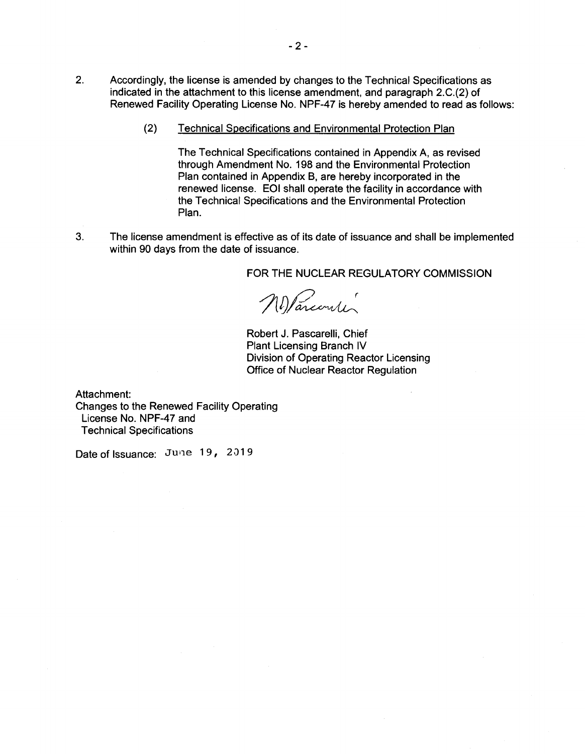2. Accordingly, the license is amended by changes to the Technical Specifications as indicated in the attachment to this license amendment, and paragraph 2.C.(2) of Renewed Facility Operating License No. NPF-47 is hereby amended to read as follows:

   (2) Technical Specifications and Environmental Protection Plan

   The Technical Specifications contained in Appendix A, as revised through Amendment No. 198 and the Environmental Protection Plan contained in Appendix B, are hereby incorporated in the renewed license. EOI shall operate the facility in accordance with the Technical Specifications and the Environmental Protection Plan.

3. The license amendment is effective as of its date of issuance and shall be implemented within 90 days from the date of issuance.

FOR THE NUCLEAR REGULATORY COMMISSION

Robert J. Pascarelli, Chief
Plant Licensing Branch IV
Division of Operating Reactor Licensing
Office of Nuclear Reactor Regulation

Attachment:
Changes to the Renewed Facility Operating License No. NPF-47 and Technical Specifications

Date of Issuance: June 19, 2019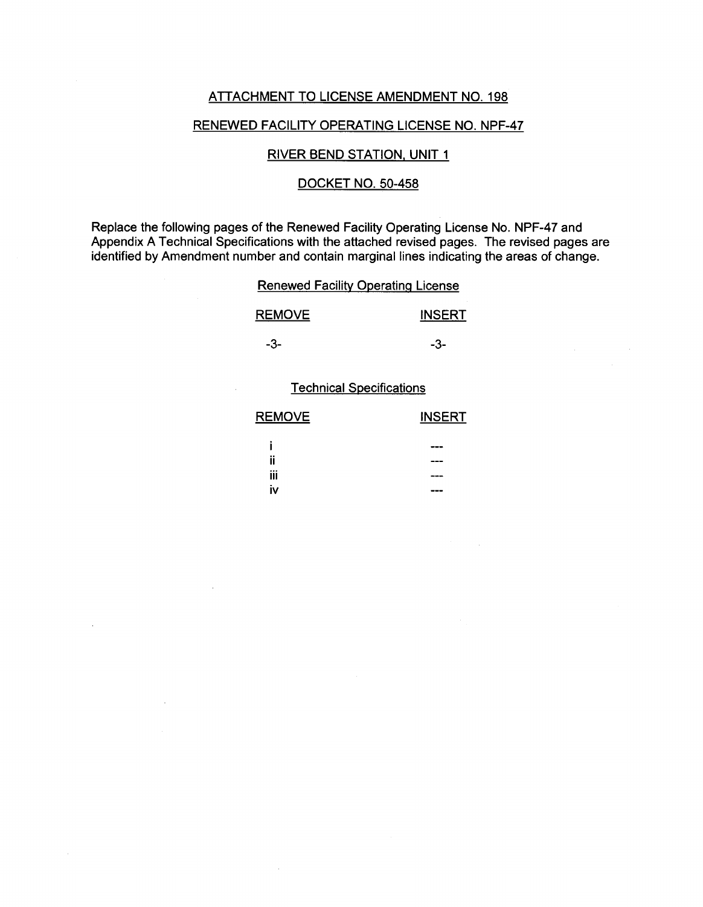ATTACHMENT TO LICENSE AMENDMENT NO. 198

RENEWED FACILITY OPERATING LICENSE NO. NPF-47

RIVER BEND STATION, UNIT 1

DOCKET NO. 50-458

Replace the following pages of the Renewed Facility Operating License No. NPF-47 and Appendix A Technical Specifications with the attached revised pages. The revised pages are identified by Amendment number and contain marginal lines indicating the areas of change.

Renewed Facility Operating License

| REMOVE | INSERT |
|---|---|
| -3- | -3- |

Technical Specifications

| REMOVE | INSERT |
|---|---|
| i | --- |
| ii | --- |
| iii | --- |
| iv | --- |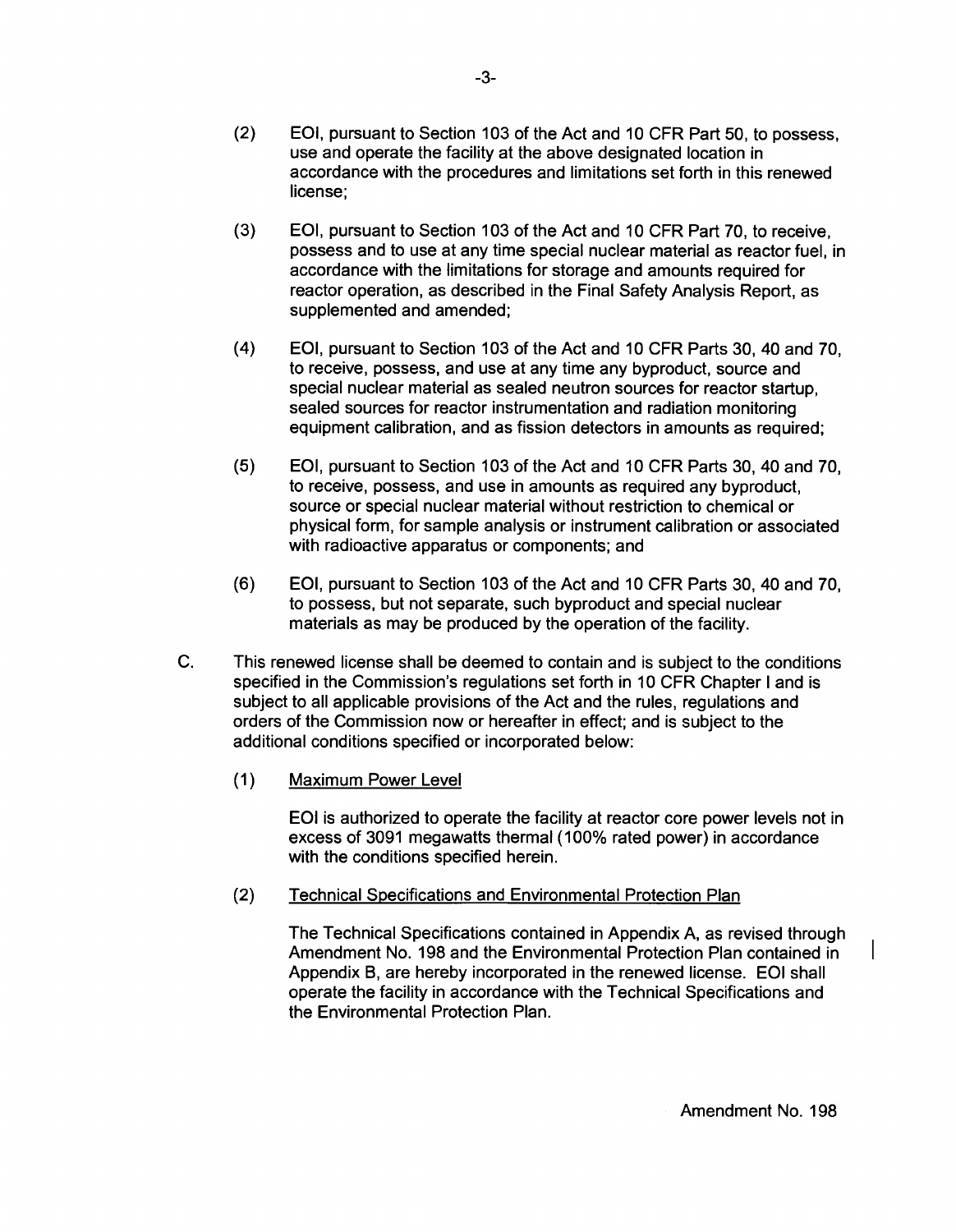(2) EOI, pursuant to Section 103 of the Act and 10 CFR Part 50, to possess, use and operate the facility at the above designated location in accordance with the procedures and limitations set forth in this renewed license;

(3) EOI, pursuant to Section 103 of the Act and 10 CFR Part 70, to receive, possess and to use at any time special nuclear material as reactor fuel, in accordance with the limitations for storage and amounts required for reactor operation, as described in the Final Safety Analysis Report, as supplemented and amended;

(4) EOI, pursuant to Section 103 of the Act and 10 CFR Parts 30, 40 and 70, to receive, possess, and use at any time any byproduct, source and special nuclear material as sealed neutron sources for reactor startup, sealed sources for reactor instrumentation and radiation monitoring equipment calibration, and as fission detectors in amounts as required;

(5) EOI, pursuant to Section 103 of the Act and 10 CFR Parts 30, 40 and 70, to receive, possess, and use in amounts as required any byproduct, source or special nuclear material without restriction to chemical or physical form, for sample analysis or instrument calibration or associated with radioactive apparatus or components; and

(6) EOI, pursuant to Section 103 of the Act and 10 CFR Parts 30, 40 and 70, to possess, but not separate, such byproduct and special nuclear materials as may be produced by the operation of the facility.

C. This renewed license shall be deemed to contain and is subject to the conditions specified in the Commission's regulations set forth in 10 CFR Chapter I and is subject to all applicable provisions of the Act and the rules, regulations and orders of the Commission now or hereafter in effect; and is subject to the additional conditions specified or incorporated below:

(1) Maximum Power Level

EOI is authorized to operate the facility at reactor core power levels not in excess of 3091 megawatts thermal (100% rated power) in accordance with the conditions specified herein.

(2) Technical Specifications and Environmental Protection Plan

The Technical Specifications contained in Appendix A, as revised through Amendment No. 198 and the Environmental Protection Plan contained in Appendix B, are hereby incorporated in the renewed license. EOI shall operate the facility in accordance with the Technical Specifications and the Environmental Protection Plan.

Amendment No. 198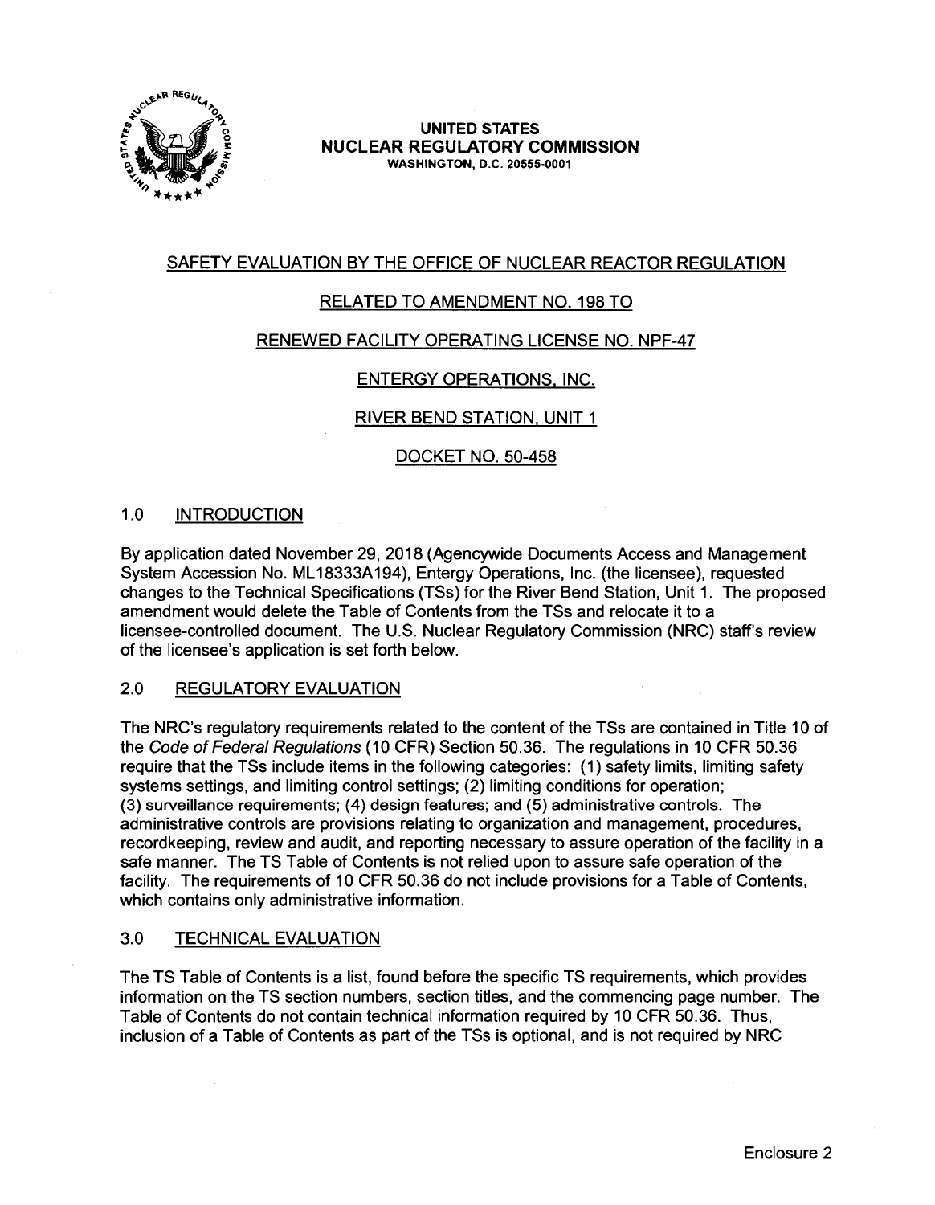UNITED STATES
NUCLEAR REGULATORY COMMISSION
WASHINGTON, D.C. 20555-0001

SAFETY EVALUATION BY THE OFFICE OF NUCLEAR REACTOR REGULATION

RELATED TO AMENDMENT NO. 198 TO

RENEWED FACILITY OPERATING LICENSE NO. NPF-47

ENTERGY OPERATIONS, INC.

RIVER BEND STATION, UNIT 1

DOCKET NO. 50-458

## 1.0 INTRODUCTION

By application dated November 29, 2018 (Agencywide Documents Access and Management System Accession No. ML18333A194), Entergy Operations, Inc. (the licensee), requested changes to the Technical Specifications (TSs) for the River Bend Station, Unit 1. The proposed amendment would delete the Table of Contents from the TSs and relocate it to a licensee-controlled document. The U.S. Nuclear Regulatory Commission (NRC) staff's review of the licensee's application is set forth below.

## 2.0 REGULATORY EVALUATION

The NRC's regulatory requirements related to the content of the TSs are contained in Title 10 of the *Code of Federal Regulations* (10 CFR) Section 50.36. The regulations in 10 CFR 50.36 require that the TSs include items in the following categories: (1) safety limits, limiting safety systems settings, and limiting control settings; (2) limiting conditions for operation; (3) surveillance requirements; (4) design features; and (5) administrative controls. The administrative controls are provisions relating to organization and management, procedures, recordkeeping, review and audit, and reporting necessary to assure operation of the facility in a safe manner. The TS Table of Contents is not relied upon to assure safe operation of the facility. The requirements of 10 CFR 50.36 do not include provisions for a Table of Contents, which contains only administrative information.

## 3.0 TECHNICAL EVALUATION

The TS Table of Contents is a list, found before the specific TS requirements, which provides information on the TS section numbers, section titles, and the commencing page number. The Table of Contents do not contain technical information required by 10 CFR 50.36. Thus, inclusion of a Table of Contents as part of the TSs is optional, and is not required by NRC

Enclosure 2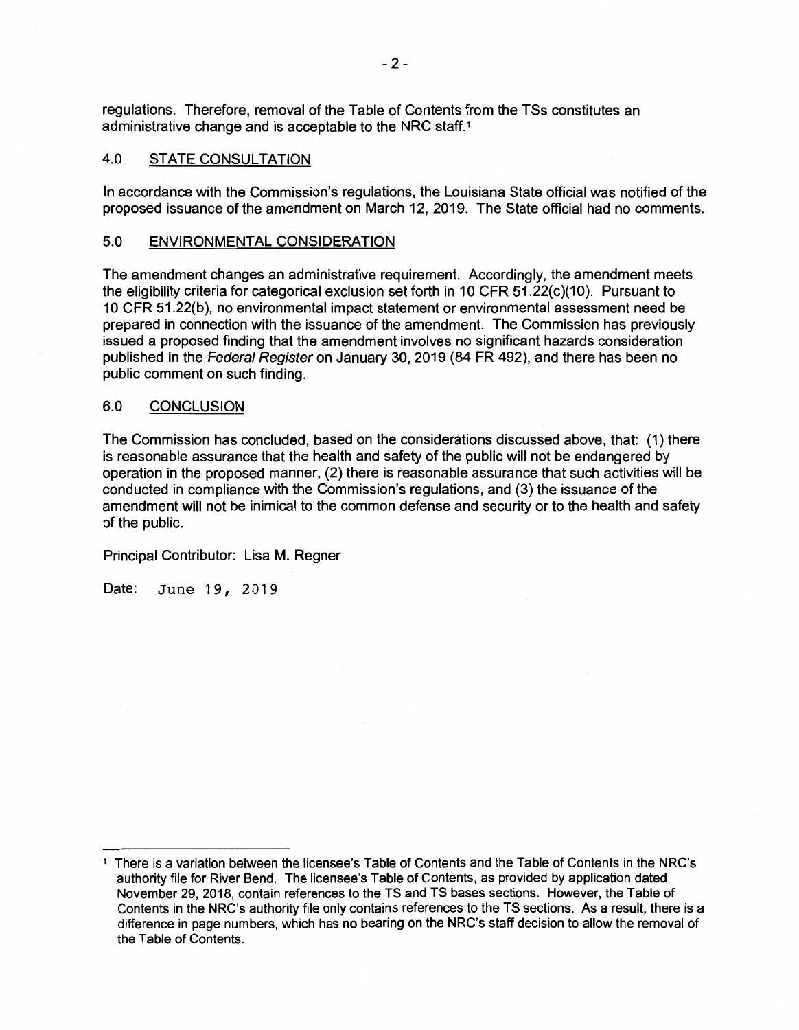regulations. Therefore, removal of the Table of Contents from the TSs constitutes an administrative change and is acceptable to the NRC staff.[1]

## 4.0 STATE CONSULTATION

In accordance with the Commission's regulations, the Louisiana State official was notified of the proposed issuance of the amendment on March 12, 2019. The State official had no comments.

## 5.0 ENVIRONMENTAL CONSIDERATION

The amendment changes an administrative requirement. Accordingly, the amendment meets the eligibility criteria for categorical exclusion set forth in 10 CFR 51.22(c)(10). Pursuant to 10 CFR 51.22(b), no environmental impact statement or environmental assessment need be prepared in connection with the issuance of the amendment. The Commission has previously issued a proposed finding that the amendment involves no significant hazards consideration published in the *Federal Register* on January 30, 2019 (84 FR 492), and there has been no public comment on such finding.

## 6.0 CONCLUSION

The Commission has concluded, based on the considerations discussed above, that: (1) there is reasonable assurance that the health and safety of the public will not be endangered by operation in the proposed manner, (2) there is reasonable assurance that such activities will be conducted in compliance with the Commission's regulations, and (3) the issuance of the amendment will not be inimical to the common defense and security or to the health and safety of the public.

Principal Contributor: Lisa M. Regner

Date: June 19, 2019

---

[1] There is a variation between the licensee's Table of Contents and the Table of Contents in the NRC's authority file for River Bend. The licensee's Table of Contents, as provided by application dated November 29, 2018, contain references to the TS and TS bases sections. However, the Table of Contents in the NRC's authority file only contains references to the TS sections. As a result, there is a difference in page numbers, which has no bearing on the NRC's staff decision to allow the removal of the Table of Contents.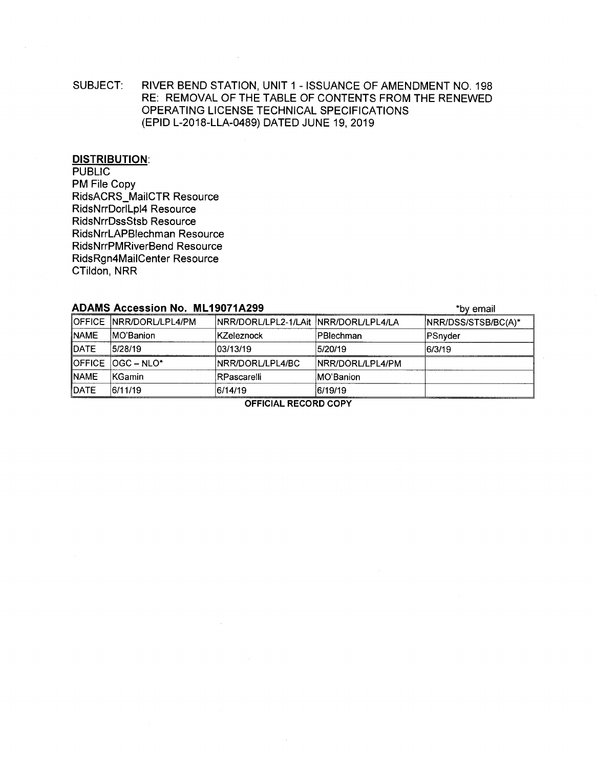SUBJECT: RIVER BEND STATION, UNIT 1 - ISSUANCE OF AMENDMENT NO. 198 RE: REMOVAL OF THE TABLE OF CONTENTS FROM THE RENEWED OPERATING LICENSE TECHNICAL SPECIFICATIONS (EPID L-2018-LLA-0489) DATED JUNE 19, 2019

**DISTRIBUTION**:
PUBLIC
PM File Copy
RidsACRS_MailCTR Resource
RidsNrrDorlLpl4 Resource
RidsNrrDssStsb Resource
RidsNrrLAPBlechman Resource
RidsNrrPMRiverBend Resource
RidsRgn4MailCenter Resource
CTildon, NRR

**ADAMS Accession No. ML19071A299** *by email

| | | | | |
|---|---|---|---|---|
| OFFICE | NRR/DORL/LPL4/PM | NRR/DORL/LPL2-1/LAit | NRR/DORL/LPL4/LA | NRR/DSS/STSB/BC(A)* |
| NAME | MO'Banion | KZeleznock | PBlechman | PSnyder |
| DATE | 5/28/19 | 03/13/19 | 5/20/19 | 6/3/19 |
| OFFICE | OGC – NLO* | NRR/DORL/LPL4/BC | NRR/DORL/LPL4/PM | |
| NAME | KGamin | RPascarelli | MO'Banion | |
| DATE | 6/11/19 | 6/14/19 | 6/19/19 | |

**OFFICIAL RECORD COPY**